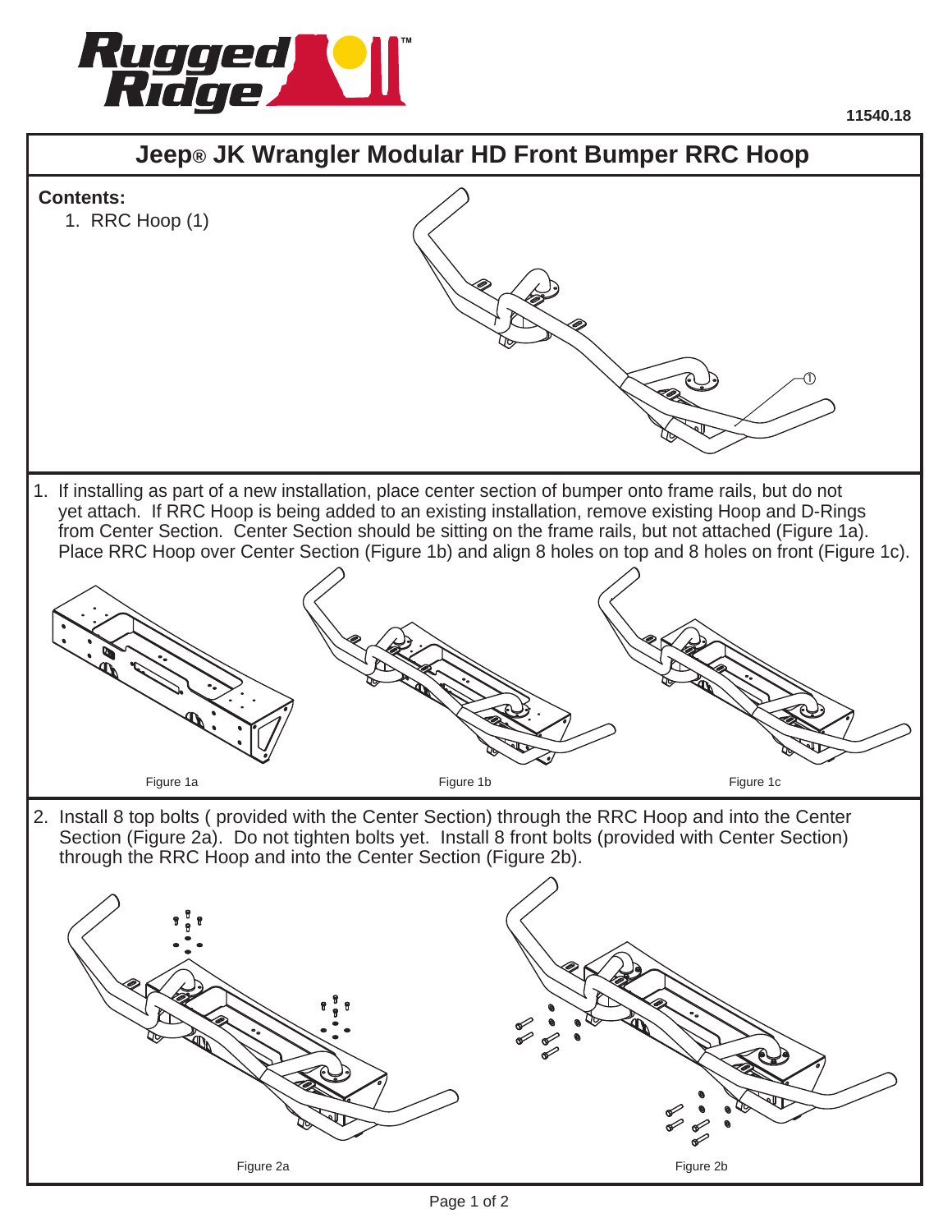11540.18

# Jeep® JK Wrangler Modular HD Front Bumper RRC Hoop

**Contents:**

1. RRC Hoop (1)

①

1. If installing as part of a new installation, place center section of bumper onto frame rails, but do not yet attach. If RRC Hoop is being added to an existing installation, remove existing Hoop and D-Rings from Center Section. Center Section should be sitting on the frame rails, but not attached (Figure 1a). Place RRC Hoop over Center Section (Figure 1b) and align 8 holes on top and 8 holes on front (Figure 1c).

Figure 1a

Figure 1b

Figure 1c

2. Install 8 top bolts ( provided with the Center Section) through the RRC Hoop and into the Center Section (Figure 2a). Do not tighten bolts yet. Install 8 front bolts (provided with Center Section) through the RRC Hoop and into the Center Section (Figure 2b).

Figure 2a

Figure 2b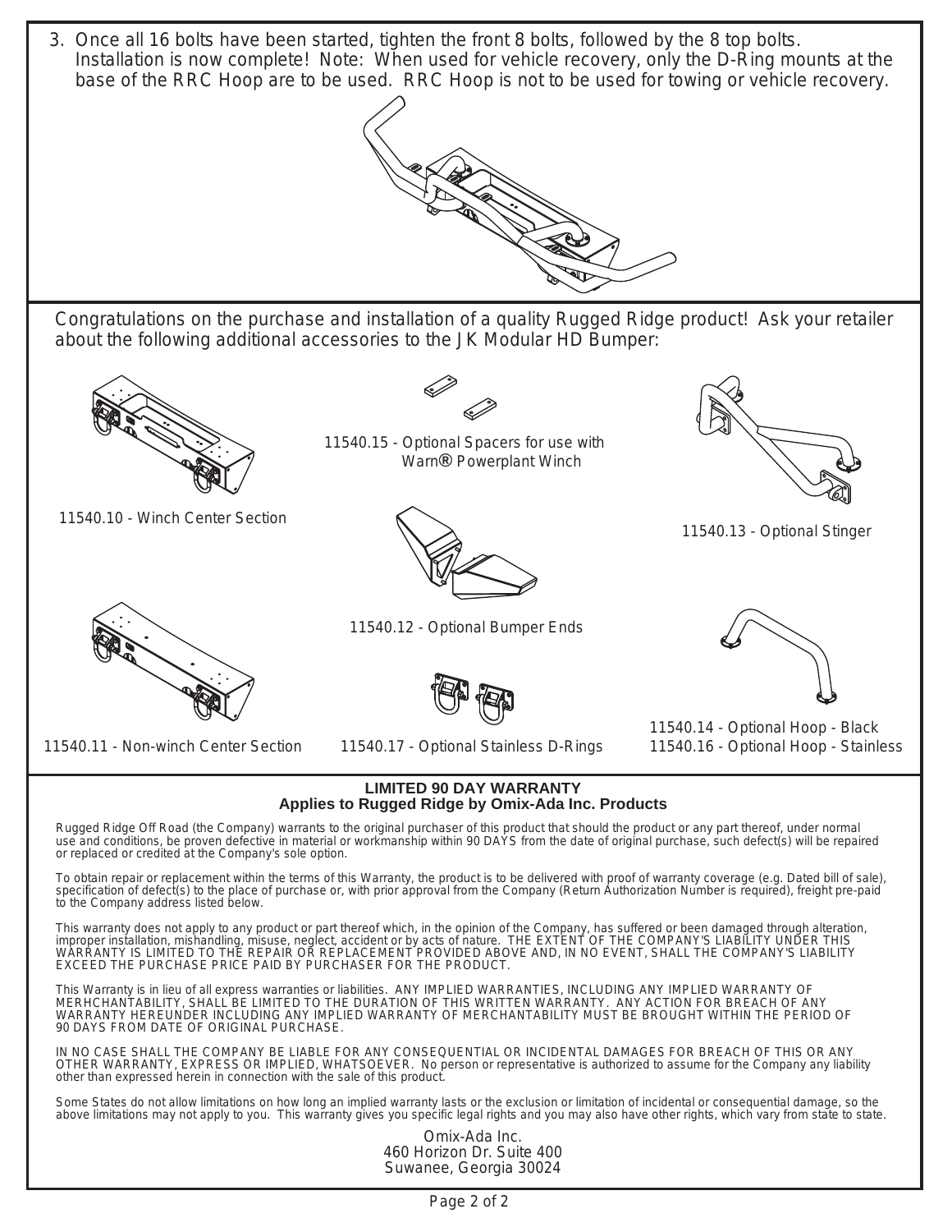3. Once all 16 bolts have been started, tighten the front 8 bolts, followed by the 8 top bolts. Installation is now complete! Note: When used for vehicle recovery, only the D-Ring mounts at the base of the RRC Hoop are to be used. RRC Hoop is not to be used for towing or vehicle recovery.

Congratulations on the purchase and installation of a quality Rugged Ridge product! Ask your retailer about the following additional accessories to the JK Modular HD Bumper:

11540.10 - Winch Center Section

11540.15 - Optional Spacers for use with Warn® Powerplant Winch

11540.13 - Optional Stinger

11540.12 - Optional Bumper Ends

11540.11 - Non-winch Center Section

11540.17 - Optional Stainless D-Rings

11540.14 - Optional Hoop - Black
11540.16 - Optional Hoop - Stainless

## LIMITED 90 DAY WARRANTY
**Applies to Rugged Ridge by Omix-Ada Inc. Products**

Rugged Ridge Off Road (the Company) warrants to the original purchaser of this product that should the product or any part thereof, under normal use and conditions, be proven defective in material or workmanship within 90 DAYS from the date of original purchase, such defect(s) will be repaired or replaced or credited at the Company's sole option.

To obtain repair or replacement within the terms of this Warranty, the product is to be delivered with proof of warranty coverage (e.g. Dated bill of sale), specification of defect(s) to the place of purchase or, with prior approval from the Company (Return Authorization Number is required), freight pre-paid to the Company address listed below.

This warranty does not apply to any product or part thereof which, in the opinion of the Company, has suffered or been damaged through alteration, improper installation, mishandling, misuse, neglect, accident or by acts of nature. THE EXTENT OF THE COMPANY'S LIABILITY UNDER THIS WARRANTY IS LIMITED TO THE REPAIR OR REPLACEMENT PROVIDED ABOVE AND, IN NO EVENT, SHALL THE COMPANY'S LIABILITY EXCEED THE PURCHASE PRICE PAID BY PURCHASER FOR THE PRODUCT.

This Warranty is in lieu of all express warranties or liabilities. ANY IMPLIED WARRANTIES, INCLUDING ANY IMPLIED WARRANTY OF MERHCHANTABILITY, SHALL BE LIMITED TO THE DURATION OF THIS WRITTEN WARRANTY. ANY ACTION FOR BREACH OF ANY WARRANTY HEREUNDER INCLUDING ANY IMPLIED WARRANTY OF MERCHANTABILITY MUST BE BROUGHT WITHIN THE PERIOD OF 90 DAYS FROM DATE OF ORIGINAL PURCHASE.

IN NO CASE SHALL THE COMPANY BE LIABLE FOR ANY CONSEQUENTIAL OR INCIDENTAL DAMAGES FOR BREACH OF THIS OR ANY OTHER WARRANTY, EXPRESS OR IMPLIED, WHATSOEVER. No person or representative is authorized to assume for the Company any liability other than expressed herein in connection with the sale of this product.

Some States do not allow limitations on how long an implied warranty lasts or the exclusion or limitation of incidental or consequential damage, so the above limitations may not apply to you. This warranty gives you specific legal rights and you may also have other rights, which vary from state to state.

Omix-Ada Inc.
460 Horizon Dr. Suite 400
Suwanee, Georgia 30024